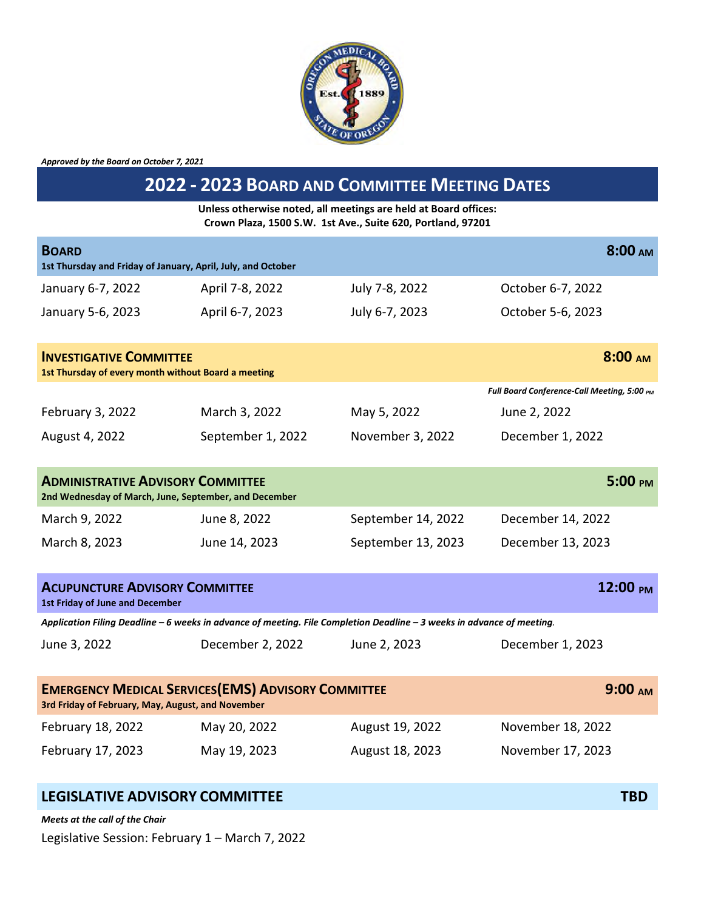*Approved by the Board on October 7, 2021*

# 2022 - 2023 Board and Committee Meeting Dates

**Unless otherwise noted, all meetings are held at Board offices:**
**Crown Plaza, 1500 S.W. 1st Ave., Suite 620, Portland, 97201**

## Board — 8:00 AM

**1st Thursday and Friday of January, April, July, and October**

| | | | |
|---|---|---|---|
| January 6-7, 2022 | April 7-8, 2022 | July 7-8, 2022 | October 6-7, 2022 |
| January 5-6, 2023 | April 6-7, 2023 | July 6-7, 2023 | October 5-6, 2023 |

## Investigative Committee — 8:00 AM

**1st Thursday of every month without Board a meeting**

| | | | *Full Board Conference-Call Meeting, 5:00 PM* |
|---|---|---|---|
| February 3, 2022 | March 3, 2022 | May 5, 2022 | June 2, 2022 |
| August 4, 2022 | September 1, 2022 | November 3, 2022 | December 1, 2022 |

## Administrative Advisory Committee — 5:00 PM

**2nd Wednesday of March, June, September, and December**

| | | | |
|---|---|---|---|
| March 9, 2022 | June 8, 2022 | September 14, 2022 | December 14, 2022 |
| March 8, 2023 | June 14, 2023 | September 13, 2023 | December 13, 2023 |

## Acupuncture Advisory Committee — 12:00 PM

**1st Friday of June and December**

*Application Filing Deadline – 6 weeks in advance of meeting. File Completion Deadline – 3 weeks in advance of meeting.*

| | | | |
|---|---|---|---|
| June 3, 2022 | December 2, 2022 | June 2, 2023 | December 1, 2023 |

## Emergency Medical Services(EMS) Advisory Committee — 9:00 AM

**3rd Friday of February, May, August, and November**

| | | | |
|---|---|---|---|
| February 18, 2022 | May 20, 2022 | August 19, 2022 | November 18, 2022 |
| February 17, 2023 | May 19, 2023 | August 18, 2023 | November 17, 2023 |

## LEGISLATIVE ADVISORY COMMITTEE — TBD

***Meets at the call of the Chair***

Legislative Session: February 1 – March 7, 2022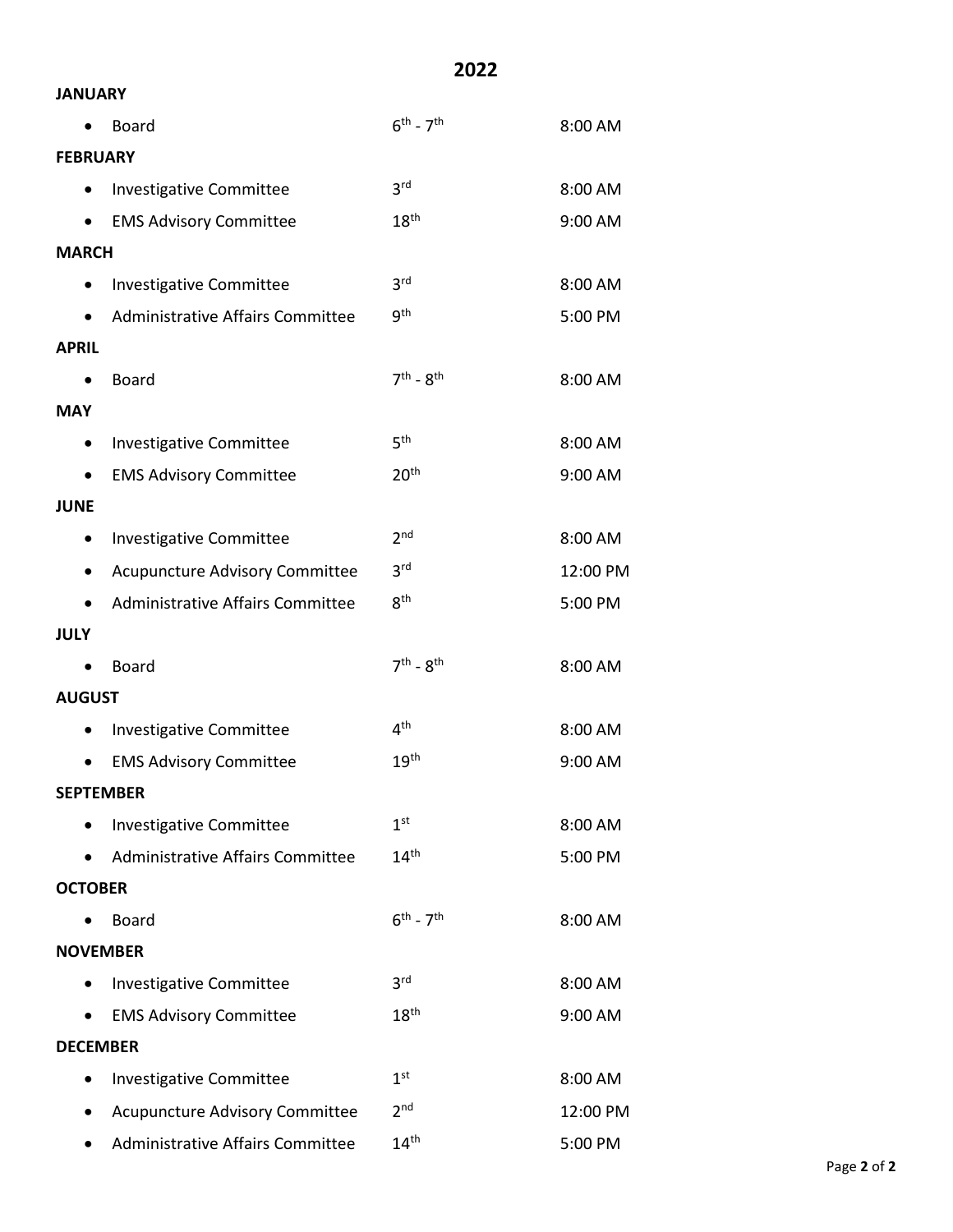# 2022

**JANUARY**

- Board	6th - 7th	8:00 AM

**FEBRUARY**

- Investigative Committee	3rd	8:00 AM
- EMS Advisory Committee	18th	9:00 AM

**MARCH**

- Investigative Committee	3rd	8:00 AM
- Administrative Affairs Committee	9th	5:00 PM

**APRIL**

- Board	7th - 8th	8:00 AM

**MAY**

- Investigative Committee	5th	8:00 AM
- EMS Advisory Committee	20th	9:00 AM

**JUNE**

- Investigative Committee	2nd	8:00 AM
- Acupuncture Advisory Committee	3rd	12:00 PM
- Administrative Affairs Committee	8th	5:00 PM

**JULY**

- Board	7th - 8th	8:00 AM

**AUGUST**

- Investigative Committee	4th	8:00 AM
- EMS Advisory Committee	19th	9:00 AM

**SEPTEMBER**

- Investigative Committee	1st	8:00 AM
- Administrative Affairs Committee	14th	5:00 PM

**OCTOBER**

- Board	6th - 7th	8:00 AM

**NOVEMBER**

- Investigative Committee	3rd	8:00 AM
- EMS Advisory Committee	18th	9:00 AM

**DECEMBER**

- Investigative Committee	1st	8:00 AM
- Acupuncture Advisory Committee	2nd	12:00 PM
- Administrative Affairs Committee	14th	5:00 PM